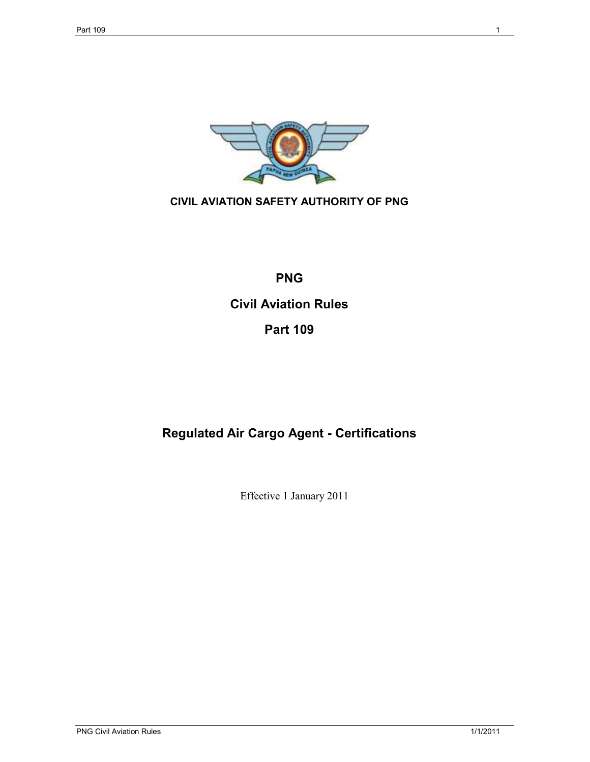**CIVIL AVIATION SAFETY AUTHORITY OF PNG**

# PNG

# Civil Aviation Rules

# Part 109

## Regulated Air Cargo Agent - Certifications

Effective 1 January 2011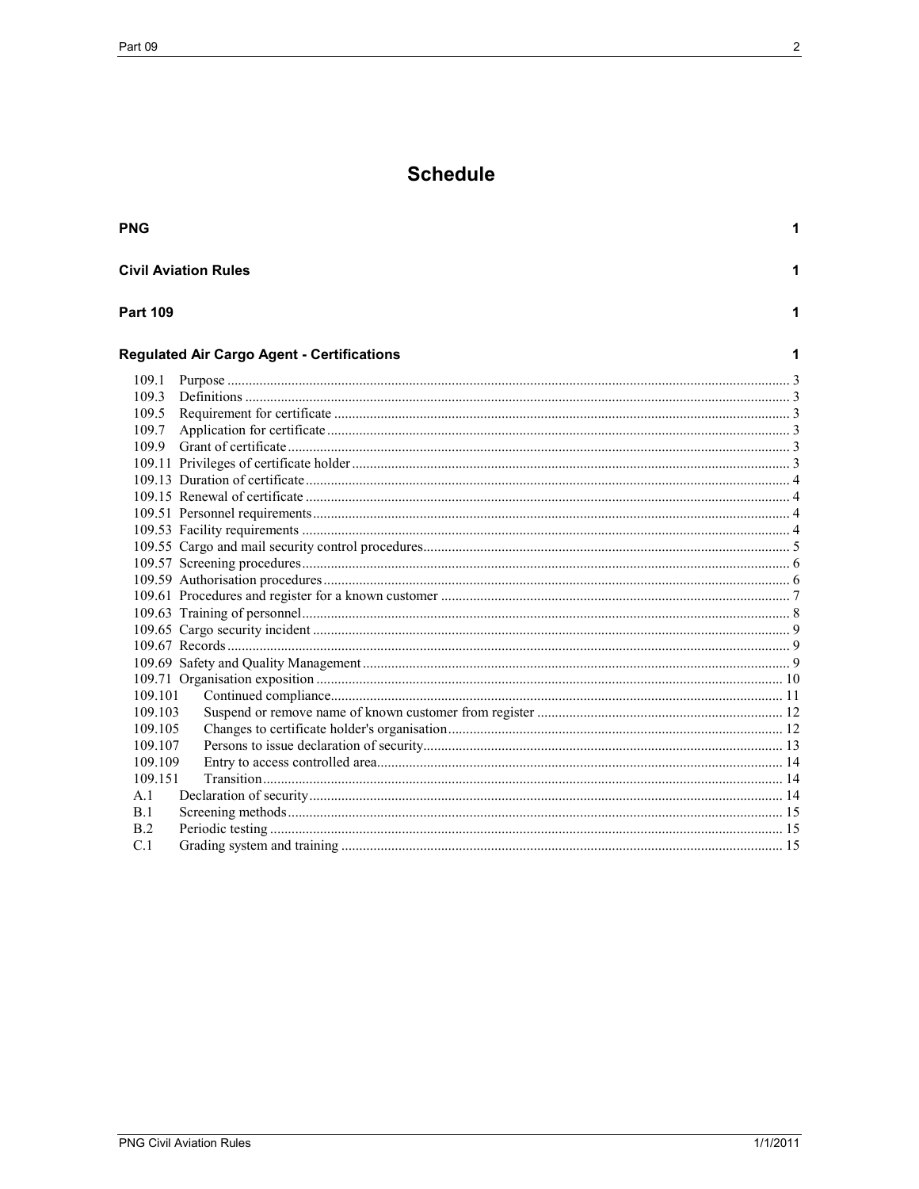# Schedule

**PNG** 1

**Civil Aviation Rules** 1

**Part 109** 1

**Regulated Air Cargo Agent - Certifications** 1

| | | |
|---|---|---|
| 109.1 | Purpose | 3 |
| 109.3 | Definitions | 3 |
| 109.5 | Requirement for certificate | 3 |
| 109.7 | Application for certificate | 3 |
| 109.9 | Grant of certificate | 3 |
| 109.11 | Privileges of certificate holder | 3 |
| 109.13 | Duration of certificate | 4 |
| 109.15 | Renewal of certificate | 4 |
| 109.51 | Personnel requirements | 4 |
| 109.53 | Facility requirements | 4 |
| 109.55 | Cargo and mail security control procedures | 5 |
| 109.57 | Screening procedures | 6 |
| 109.59 | Authorisation procedures | 6 |
| 109.61 | Procedures and register for a known customer | 7 |
| 109.63 | Training of personnel | 8 |
| 109.65 | Cargo security incident | 9 |
| 109.67 | Records | 9 |
| 109.69 | Safety and Quality Management | 9 |
| 109.71 | Organisation exposition | 10 |
| 109.101 | Continued compliance | 11 |
| 109.103 | Suspend or remove name of known customer from register | 12 |
| 109.105 | Changes to certificate holder's organisation | 12 |
| 109.107 | Persons to issue declaration of security | 13 |
| 109.109 | Entry to access controlled area | 14 |
| 109.151 | Transition | 14 |
| A.1 | Declaration of security | 14 |
| B.1 | Screening methods | 15 |
| B.2 | Periodic testing | 15 |
| C.1 | Grading system and training | 15 |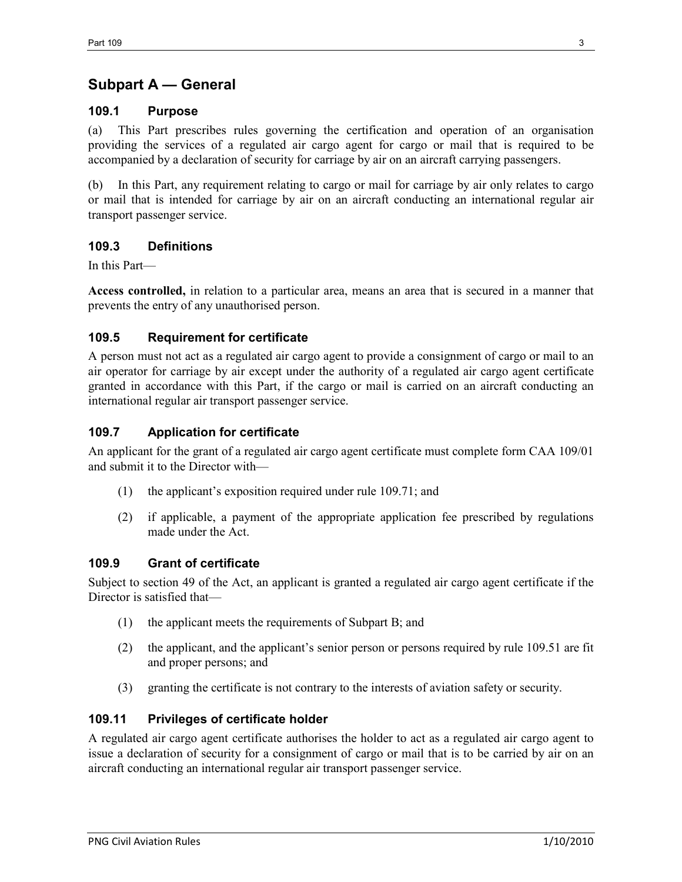## Subpart A — General

### 109.1 Purpose

(a) This Part prescribes rules governing the certification and operation of an organisation providing the services of a regulated air cargo agent for cargo or mail that is required to be accompanied by a declaration of security for carriage by air on an aircraft carrying passengers.

(b) In this Part, any requirement relating to cargo or mail for carriage by air only relates to cargo or mail that is intended for carriage by air on an aircraft conducting an international regular air transport passenger service.

### 109.3 Definitions

In this Part—

**Access controlled,** in relation to a particular area, means an area that is secured in a manner that prevents the entry of any unauthorised person.

### 109.5 Requirement for certificate

A person must not act as a regulated air cargo agent to provide a consignment of cargo or mail to an air operator for carriage by air except under the authority of a regulated air cargo agent certificate granted in accordance with this Part, if the cargo or mail is carried on an aircraft conducting an international regular air transport passenger service.

### 109.7 Application for certificate

An applicant for the grant of a regulated air cargo agent certificate must complete form CAA 109/01 and submit it to the Director with—

(1) the applicant's exposition required under rule 109.71; and

(2) if applicable, a payment of the appropriate application fee prescribed by regulations made under the Act.

### 109.9 Grant of certificate

Subject to section 49 of the Act, an applicant is granted a regulated air cargo agent certificate if the Director is satisfied that—

(1) the applicant meets the requirements of Subpart B; and

(2) the applicant, and the applicant's senior person or persons required by rule 109.51 are fit and proper persons; and

(3) granting the certificate is not contrary to the interests of aviation safety or security.

### 109.11 Privileges of certificate holder

A regulated air cargo agent certificate authorises the holder to act as a regulated air cargo agent to issue a declaration of security for a consignment of cargo or mail that is to be carried by air on an aircraft conducting an international regular air transport passenger service.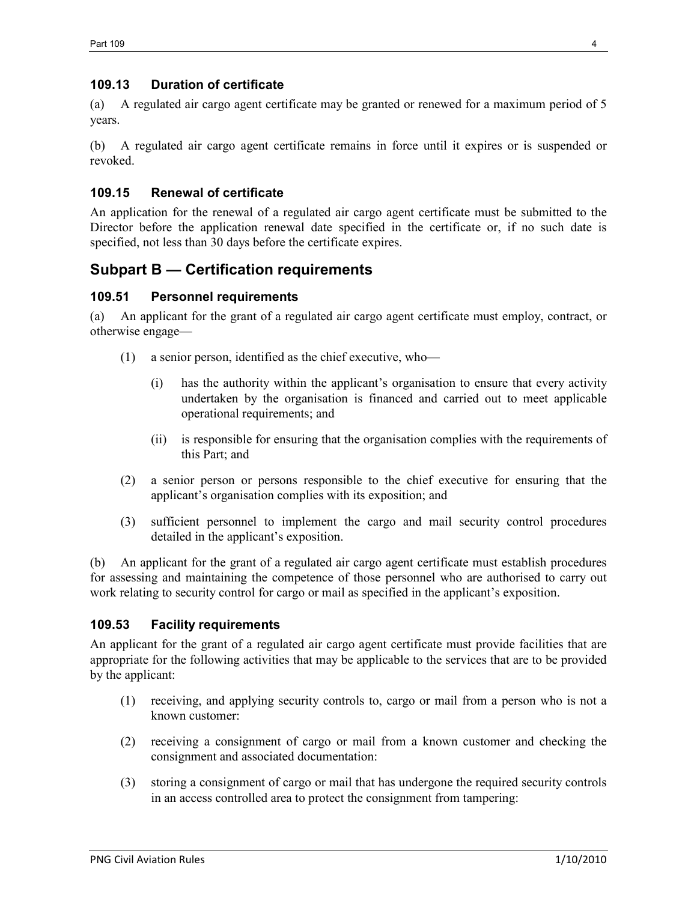### 109.13 Duration of certificate

(a) A regulated air cargo agent certificate may be granted or renewed for a maximum period of 5 years.

(b) A regulated air cargo agent certificate remains in force until it expires or is suspended or revoked.

### 109.15 Renewal of certificate

An application for the renewal of a regulated air cargo agent certificate must be submitted to the Director before the application renewal date specified in the certificate or, if no such date is specified, not less than 30 days before the certificate expires.

## Subpart B — Certification requirements

### 109.51 Personnel requirements

(a) An applicant for the grant of a regulated air cargo agent certificate must employ, contract, or otherwise engage—

(1) a senior person, identified as the chief executive, who—

(i) has the authority within the applicant's organisation to ensure that every activity undertaken by the organisation is financed and carried out to meet applicable operational requirements; and

(ii) is responsible for ensuring that the organisation complies with the requirements of this Part; and

(2) a senior person or persons responsible to the chief executive for ensuring that the applicant's organisation complies with its exposition; and

(3) sufficient personnel to implement the cargo and mail security control procedures detailed in the applicant's exposition.

(b) An applicant for the grant of a regulated air cargo agent certificate must establish procedures for assessing and maintaining the competence of those personnel who are authorised to carry out work relating to security control for cargo or mail as specified in the applicant's exposition.

### 109.53 Facility requirements

An applicant for the grant of a regulated air cargo agent certificate must provide facilities that are appropriate for the following activities that may be applicable to the services that are to be provided by the applicant:

(1) receiving, and applying security controls to, cargo or mail from a person who is not a known customer:

(2) receiving a consignment of cargo or mail from a known customer and checking the consignment and associated documentation:

(3) storing a consignment of cargo or mail that has undergone the required security controls in an access controlled area to protect the consignment from tampering: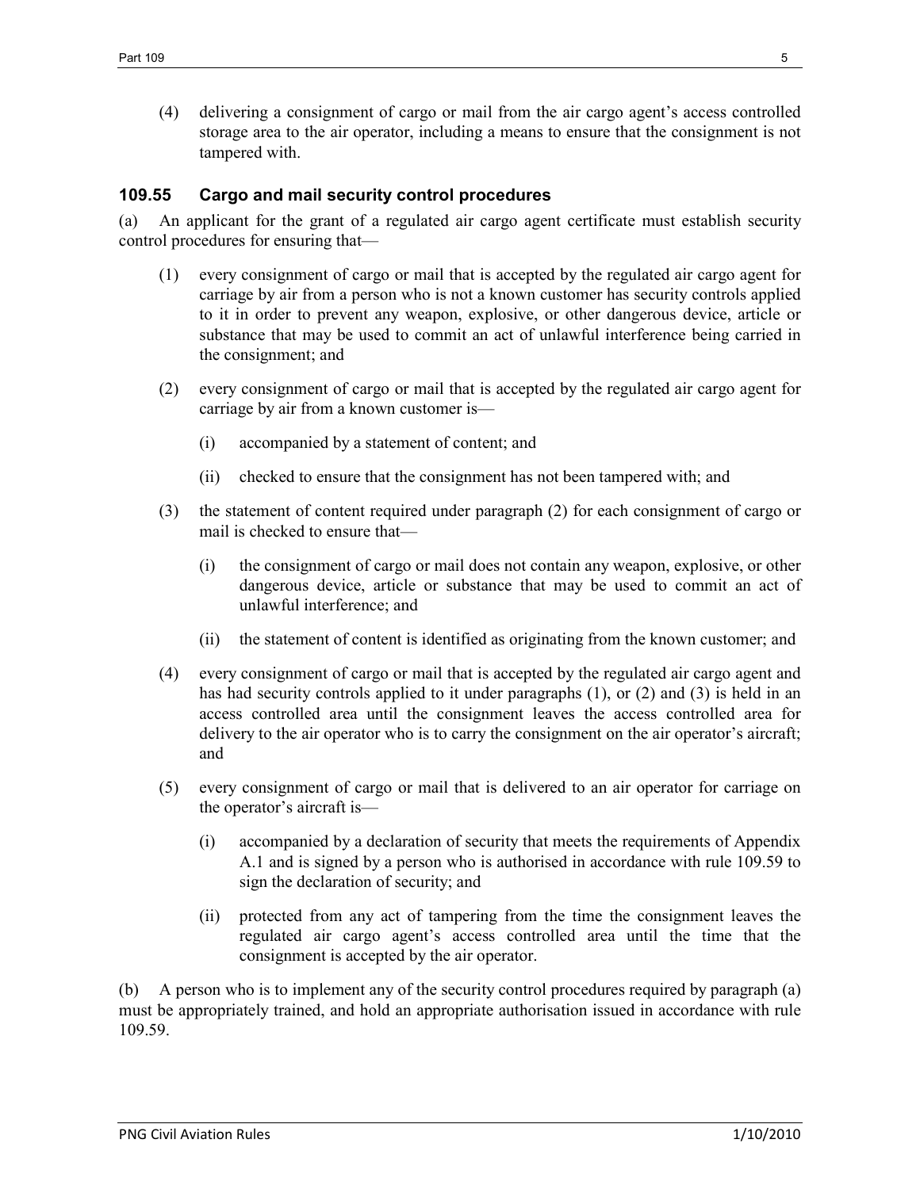(4) delivering a consignment of cargo or mail from the air cargo agent's access controlled storage area to the air operator, including a means to ensure that the consignment is not tampered with.

### 109.55 Cargo and mail security control procedures

(a) An applicant for the grant of a regulated air cargo agent certificate must establish security control procedures for ensuring that—

(1) every consignment of cargo or mail that is accepted by the regulated air cargo agent for carriage by air from a person who is not a known customer has security controls applied to it in order to prevent any weapon, explosive, or other dangerous device, article or substance that may be used to commit an act of unlawful interference being carried in the consignment; and

(2) every consignment of cargo or mail that is accepted by the regulated air cargo agent for carriage by air from a known customer is—

(i) accompanied by a statement of content; and

(ii) checked to ensure that the consignment has not been tampered with; and

(3) the statement of content required under paragraph (2) for each consignment of cargo or mail is checked to ensure that—

(i) the consignment of cargo or mail does not contain any weapon, explosive, or other dangerous device, article or substance that may be used to commit an act of unlawful interference; and

(ii) the statement of content is identified as originating from the known customer; and

(4) every consignment of cargo or mail that is accepted by the regulated air cargo agent and has had security controls applied to it under paragraphs (1), or (2) and (3) is held in an access controlled area until the consignment leaves the access controlled area for delivery to the air operator who is to carry the consignment on the air operator's aircraft; and

(5) every consignment of cargo or mail that is delivered to an air operator for carriage on the operator's aircraft is—

(i) accompanied by a declaration of security that meets the requirements of Appendix A.1 and is signed by a person who is authorised in accordance with rule 109.59 to sign the declaration of security; and

(ii) protected from any act of tampering from the time the consignment leaves the regulated air cargo agent's access controlled area until the time that the consignment is accepted by the air operator.

(b) A person who is to implement any of the security control procedures required by paragraph (a) must be appropriately trained, and hold an appropriate authorisation issued in accordance with rule 109.59.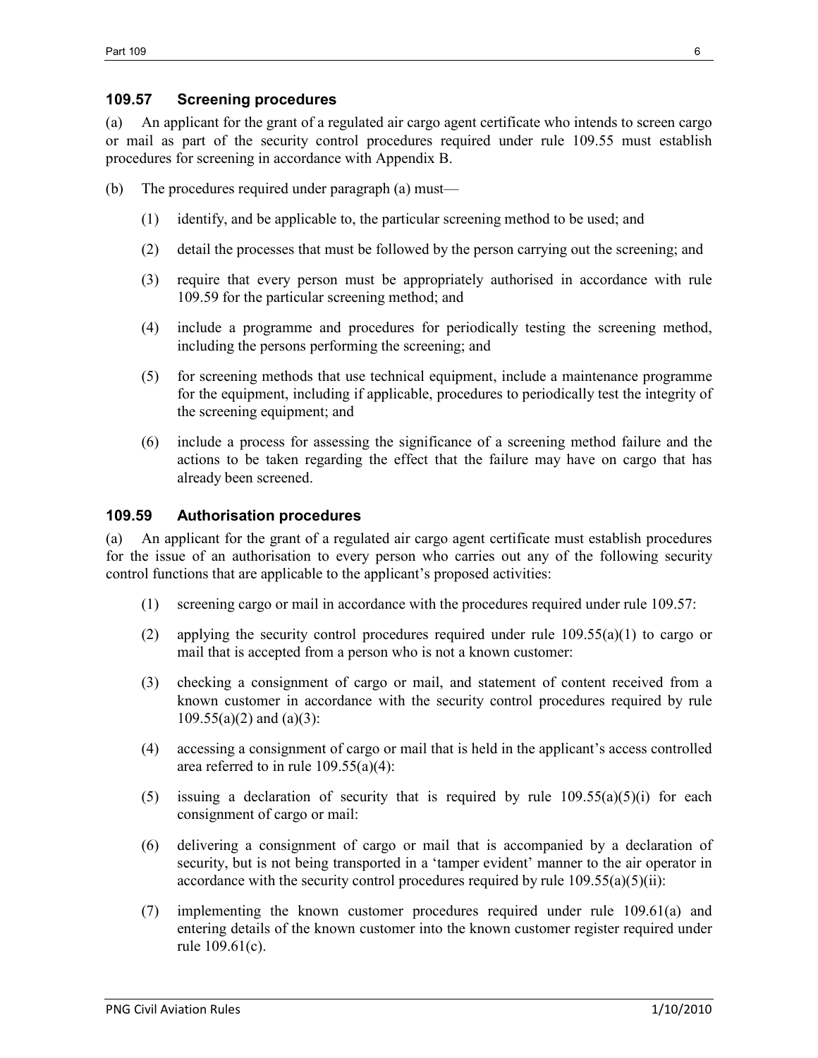### 109.57 Screening procedures

(a) An applicant for the grant of a regulated air cargo agent certificate who intends to screen cargo or mail as part of the security control procedures required under rule 109.55 must establish procedures for screening in accordance with Appendix B.

(b) The procedures required under paragraph (a) must—

(1) identify, and be applicable to, the particular screening method to be used; and

(2) detail the processes that must be followed by the person carrying out the screening; and

(3) require that every person must be appropriately authorised in accordance with rule 109.59 for the particular screening method; and

(4) include a programme and procedures for periodically testing the screening method, including the persons performing the screening; and

(5) for screening methods that use technical equipment, include a maintenance programme for the equipment, including if applicable, procedures to periodically test the integrity of the screening equipment; and

(6) include a process for assessing the significance of a screening method failure and the actions to be taken regarding the effect that the failure may have on cargo that has already been screened.

### 109.59 Authorisation procedures

(a) An applicant for the grant of a regulated air cargo agent certificate must establish procedures for the issue of an authorisation to every person who carries out any of the following security control functions that are applicable to the applicant's proposed activities:

(1) screening cargo or mail in accordance with the procedures required under rule 109.57:

(2) applying the security control procedures required under rule 109.55(a)(1) to cargo or mail that is accepted from a person who is not a known customer:

(3) checking a consignment of cargo or mail, and statement of content received from a known customer in accordance with the security control procedures required by rule 109.55(a)(2) and (a)(3):

(4) accessing a consignment of cargo or mail that is held in the applicant's access controlled area referred to in rule 109.55(a)(4):

(5) issuing a declaration of security that is required by rule 109.55(a)(5)(i) for each consignment of cargo or mail:

(6) delivering a consignment of cargo or mail that is accompanied by a declaration of security, but is not being transported in a 'tamper evident' manner to the air operator in accordance with the security control procedures required by rule 109.55(a)(5)(ii):

(7) implementing the known customer procedures required under rule 109.61(a) and entering details of the known customer into the known customer register required under rule 109.61(c).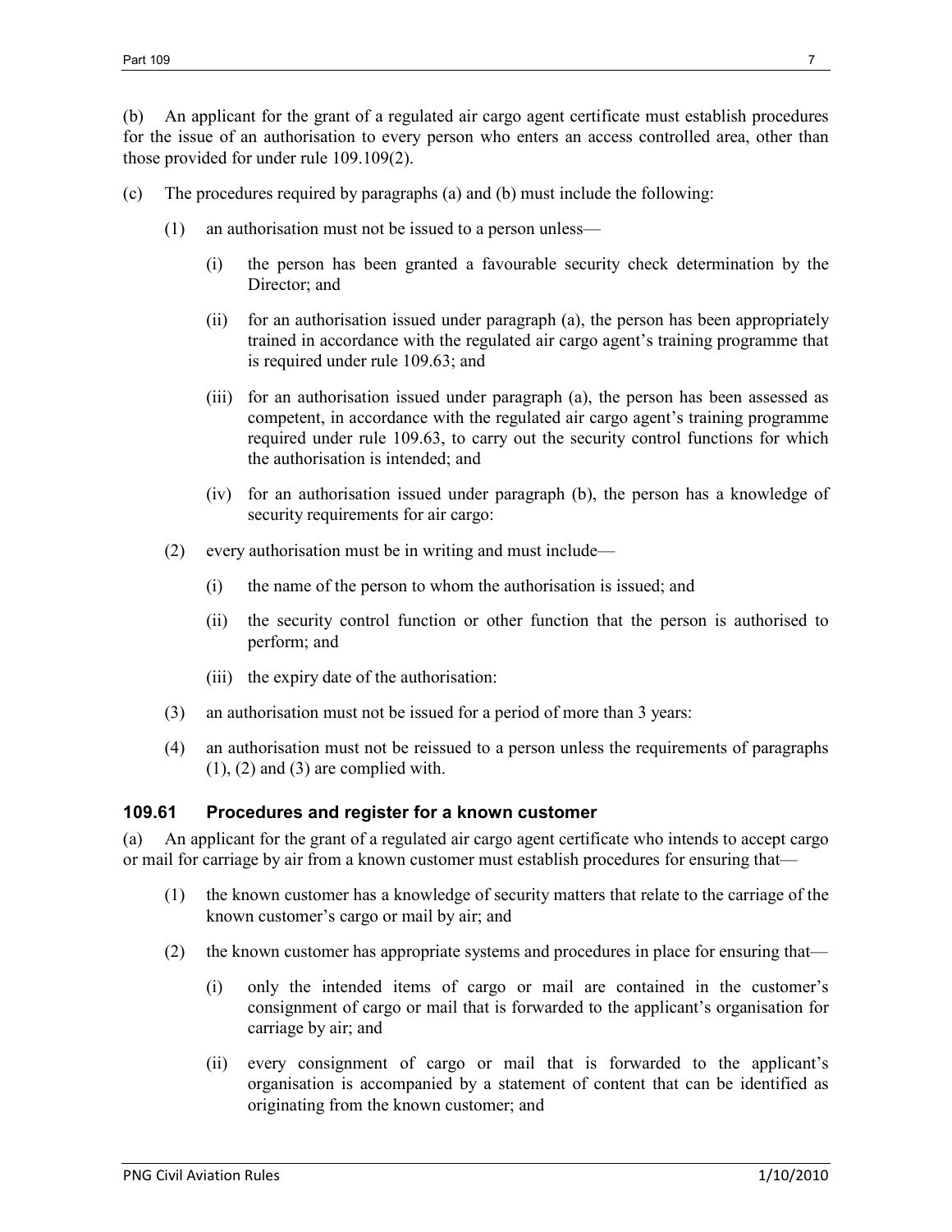(b) An applicant for the grant of a regulated air cargo agent certificate must establish procedures for the issue of an authorisation to every person who enters an access controlled area, other than those provided for under rule 109.109(2).

(c) The procedures required by paragraphs (a) and (b) must include the following:

(1) an authorisation must not be issued to a person unless—

(i) the person has been granted a favourable security check determination by the Director; and

(ii) for an authorisation issued under paragraph (a), the person has been appropriately trained in accordance with the regulated air cargo agent's training programme that is required under rule 109.63; and

(iii) for an authorisation issued under paragraph (a), the person has been assessed as competent, in accordance with the regulated air cargo agent's training programme required under rule 109.63, to carry out the security control functions for which the authorisation is intended; and

(iv) for an authorisation issued under paragraph (b), the person has a knowledge of security requirements for air cargo:

(2) every authorisation must be in writing and must include—

(i) the name of the person to whom the authorisation is issued; and

(ii) the security control function or other function that the person is authorised to perform; and

(iii) the expiry date of the authorisation:

(3) an authorisation must not be issued for a period of more than 3 years:

(4) an authorisation must not be reissued to a person unless the requirements of paragraphs (1), (2) and (3) are complied with.

### 109.61 Procedures and register for a known customer

(a) An applicant for the grant of a regulated air cargo agent certificate who intends to accept cargo or mail for carriage by air from a known customer must establish procedures for ensuring that—

(1) the known customer has a knowledge of security matters that relate to the carriage of the known customer's cargo or mail by air; and

(2) the known customer has appropriate systems and procedures in place for ensuring that—

(i) only the intended items of cargo or mail are contained in the customer's consignment of cargo or mail that is forwarded to the applicant's organisation for carriage by air; and

(ii) every consignment of cargo or mail that is forwarded to the applicant's organisation is accompanied by a statement of content that can be identified as originating from the known customer; and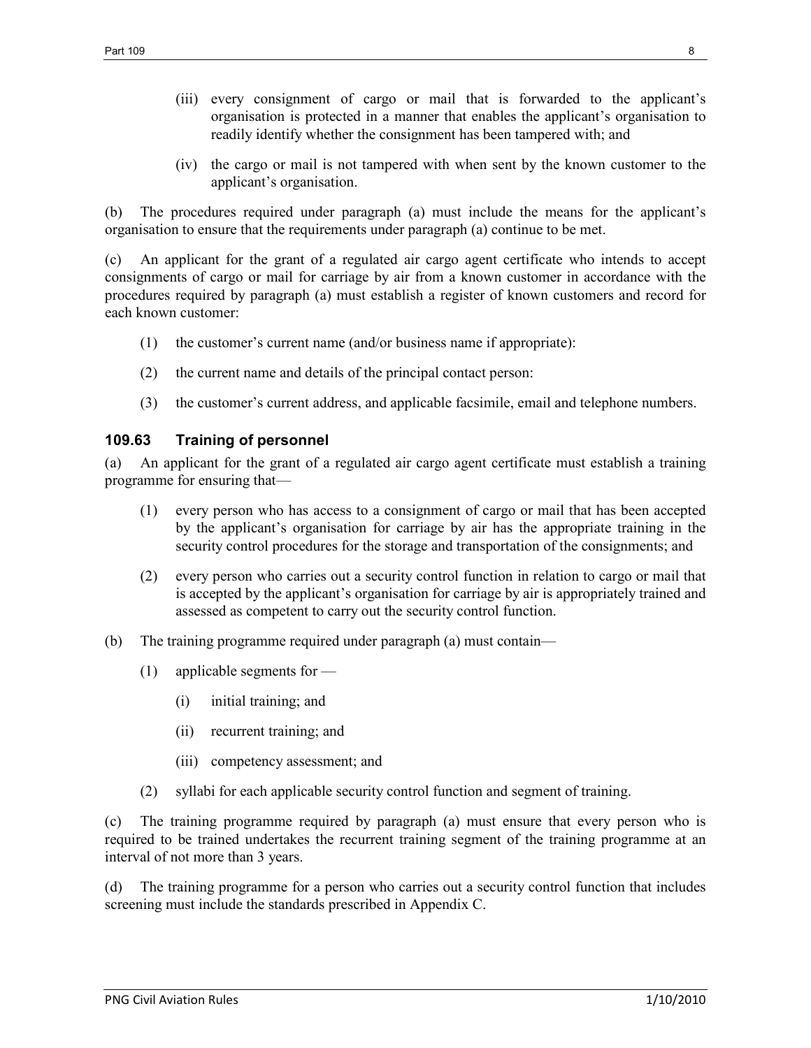(iii) every consignment of cargo or mail that is forwarded to the applicant's organisation is protected in a manner that enables the applicant's organisation to readily identify whether the consignment has been tampered with; and

(iv) the cargo or mail is not tampered with when sent by the known customer to the applicant's organisation.

(b) The procedures required under paragraph (a) must include the means for the applicant's organisation to ensure that the requirements under paragraph (a) continue to be met.

(c) An applicant for the grant of a regulated air cargo agent certificate who intends to accept consignments of cargo or mail for carriage by air from a known customer in accordance with the procedures required by paragraph (a) must establish a register of known customers and record for each known customer:

(1) the customer's current name (and/or business name if appropriate):

(2) the current name and details of the principal contact person:

(3) the customer's current address, and applicable facsimile, email and telephone numbers.

### 109.63 Training of personnel

(a) An applicant for the grant of a regulated air cargo agent certificate must establish a training programme for ensuring that—

(1) every person who has access to a consignment of cargo or mail that has been accepted by the applicant's organisation for carriage by air has the appropriate training in the security control procedures for the storage and transportation of the consignments; and

(2) every person who carries out a security control function in relation to cargo or mail that is accepted by the applicant's organisation for carriage by air is appropriately trained and assessed as competent to carry out the security control function.

(b) The training programme required under paragraph (a) must contain—

(1) applicable segments for —

(i) initial training; and

(ii) recurrent training; and

(iii) competency assessment; and

(2) syllabi for each applicable security control function and segment of training.

(c) The training programme required by paragraph (a) must ensure that every person who is required to be trained undertakes the recurrent training segment of the training programme at an interval of not more than 3 years.

(d) The training programme for a person who carries out a security control function that includes screening must include the standards prescribed in Appendix C.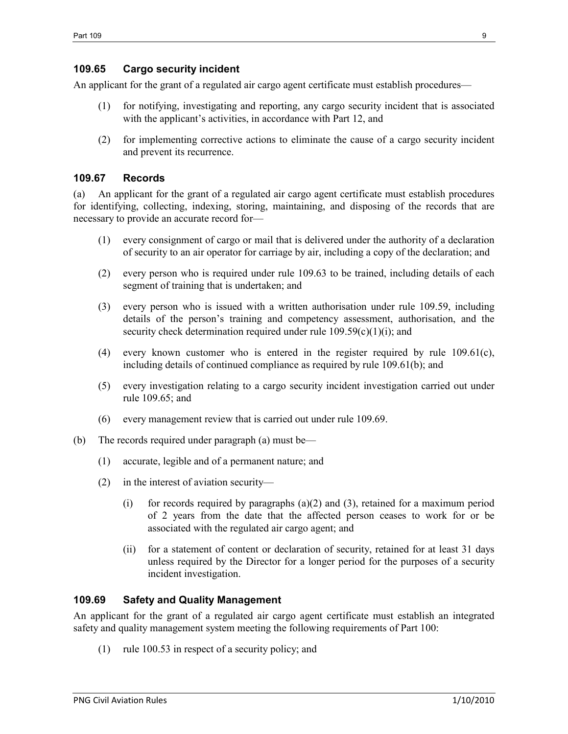### 109.65 Cargo security incident

An applicant for the grant of a regulated air cargo agent certificate must establish procedures—

(1) for notifying, investigating and reporting, any cargo security incident that is associated with the applicant's activities, in accordance with Part 12, and

(2) for implementing corrective actions to eliminate the cause of a cargo security incident and prevent its recurrence.

### 109.67 Records

(a) An applicant for the grant of a regulated air cargo agent certificate must establish procedures for identifying, collecting, indexing, storing, maintaining, and disposing of the records that are necessary to provide an accurate record for—

(1) every consignment of cargo or mail that is delivered under the authority of a declaration of security to an air operator for carriage by air, including a copy of the declaration; and

(2) every person who is required under rule 109.63 to be trained, including details of each segment of training that is undertaken; and

(3) every person who is issued with a written authorisation under rule 109.59, including details of the person's training and competency assessment, authorisation, and the security check determination required under rule 109.59(c)(1)(i); and

(4) every known customer who is entered in the register required by rule 109.61(c), including details of continued compliance as required by rule 109.61(b); and

(5) every investigation relating to a cargo security incident investigation carried out under rule 109.65; and

(6) every management review that is carried out under rule 109.69.

(b) The records required under paragraph (a) must be—

(1) accurate, legible and of a permanent nature; and

(2) in the interest of aviation security—

(i) for records required by paragraphs (a)(2) and (3), retained for a maximum period of 2 years from the date that the affected person ceases to work for or be associated with the regulated air cargo agent; and

(ii) for a statement of content or declaration of security, retained for at least 31 days unless required by the Director for a longer period for the purposes of a security incident investigation.

### 109.69 Safety and Quality Management

An applicant for the grant of a regulated air cargo agent certificate must establish an integrated safety and quality management system meeting the following requirements of Part 100:

(1) rule 100.53 in respect of a security policy; and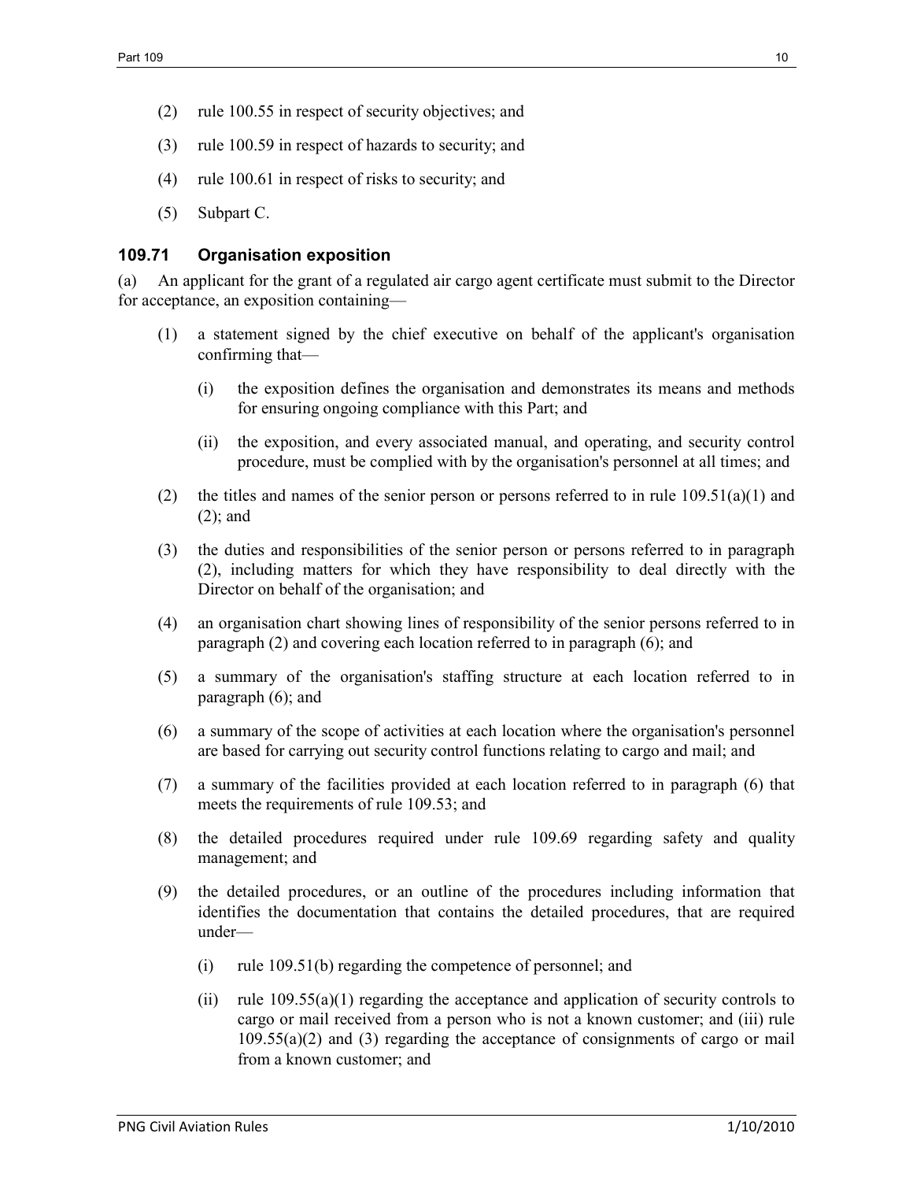(2) rule 100.55 in respect of security objectives; and

(3) rule 100.59 in respect of hazards to security; and

(4) rule 100.61 in respect of risks to security; and

(5) Subpart C.

### 109.71 Organisation exposition

(a) An applicant for the grant of a regulated air cargo agent certificate must submit to the Director for acceptance, an exposition containing—

(1) a statement signed by the chief executive on behalf of the applicant's organisation confirming that—

(i) the exposition defines the organisation and demonstrates its means and methods for ensuring ongoing compliance with this Part; and

(ii) the exposition, and every associated manual, and operating, and security control procedure, must be complied with by the organisation's personnel at all times; and

(2) the titles and names of the senior person or persons referred to in rule 109.51(a)(1) and (2); and

(3) the duties and responsibilities of the senior person or persons referred to in paragraph (2), including matters for which they have responsibility to deal directly with the Director on behalf of the organisation; and

(4) an organisation chart showing lines of responsibility of the senior persons referred to in paragraph (2) and covering each location referred to in paragraph (6); and

(5) a summary of the organisation's staffing structure at each location referred to in paragraph (6); and

(6) a summary of the scope of activities at each location where the organisation's personnel are based for carrying out security control functions relating to cargo and mail; and

(7) a summary of the facilities provided at each location referred to in paragraph (6) that meets the requirements of rule 109.53; and

(8) the detailed procedures required under rule 109.69 regarding safety and quality management; and

(9) the detailed procedures, or an outline of the procedures including information that identifies the documentation that contains the detailed procedures, that are required under—

(i) rule 109.51(b) regarding the competence of personnel; and

(ii) rule 109.55(a)(1) regarding the acceptance and application of security controls to cargo or mail received from a person who is not a known customer; and (iii) rule 109.55(a)(2) and (3) regarding the acceptance of consignments of cargo or mail from a known customer; and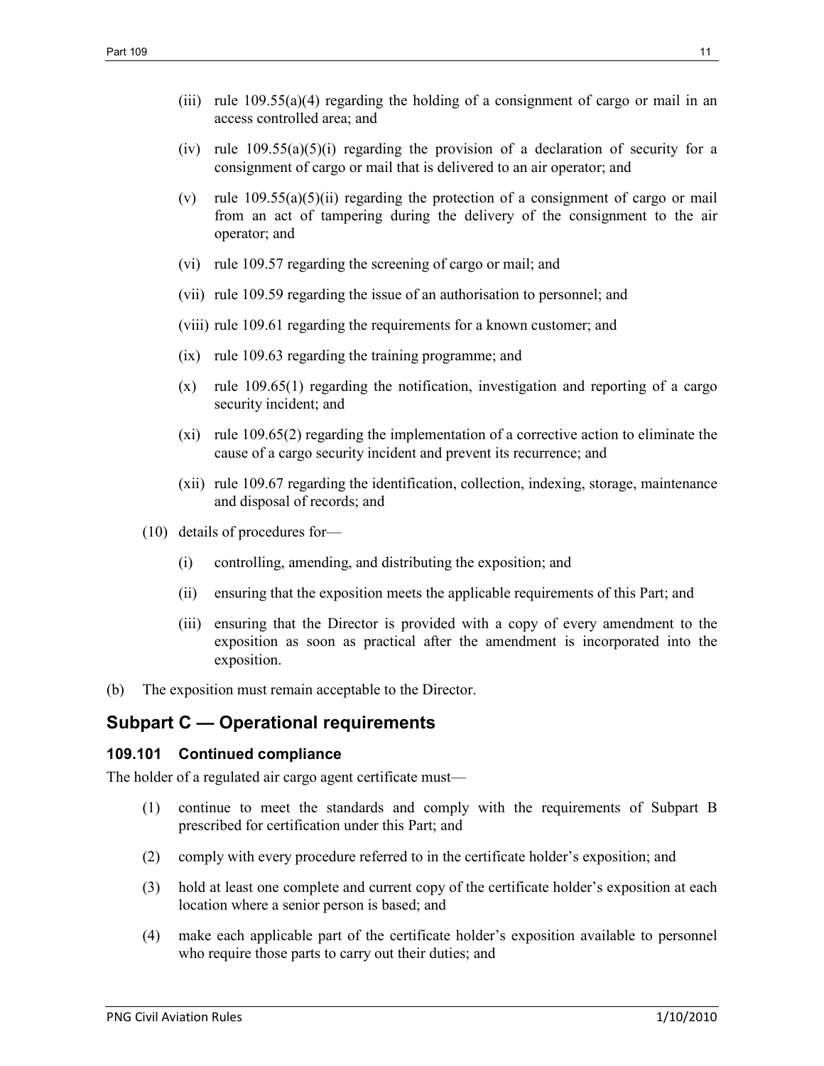(iii) rule 109.55(a)(4) regarding the holding of a consignment of cargo or mail in an access controlled area; and

(iv) rule 109.55(a)(5)(i) regarding the provision of a declaration of security for a consignment of cargo or mail that is delivered to an air operator; and

(v) rule 109.55(a)(5)(ii) regarding the protection of a consignment of cargo or mail from an act of tampering during the delivery of the consignment to the air operator; and

(vi) rule 109.57 regarding the screening of cargo or mail; and

(vii) rule 109.59 regarding the issue of an authorisation to personnel; and

(viii) rule 109.61 regarding the requirements for a known customer; and

(ix) rule 109.63 regarding the training programme; and

(x) rule 109.65(1) regarding the notification, investigation and reporting of a cargo security incident; and

(xi) rule 109.65(2) regarding the implementation of a corrective action to eliminate the cause of a cargo security incident and prevent its recurrence; and

(xii) rule 109.67 regarding the identification, collection, indexing, storage, maintenance and disposal of records; and

(10) details of procedures for—

(i) controlling, amending, and distributing the exposition; and

(ii) ensuring that the exposition meets the applicable requirements of this Part; and

(iii) ensuring that the Director is provided with a copy of every amendment to the exposition as soon as practical after the amendment is incorporated into the exposition.

(b) The exposition must remain acceptable to the Director.

## Subpart C — Operational requirements

### 109.101 Continued compliance

The holder of a regulated air cargo agent certificate must—

(1) continue to meet the standards and comply with the requirements of Subpart B prescribed for certification under this Part; and

(2) comply with every procedure referred to in the certificate holder's exposition; and

(3) hold at least one complete and current copy of the certificate holder's exposition at each location where a senior person is based; and

(4) make each applicable part of the certificate holder's exposition available to personnel who require those parts to carry out their duties; and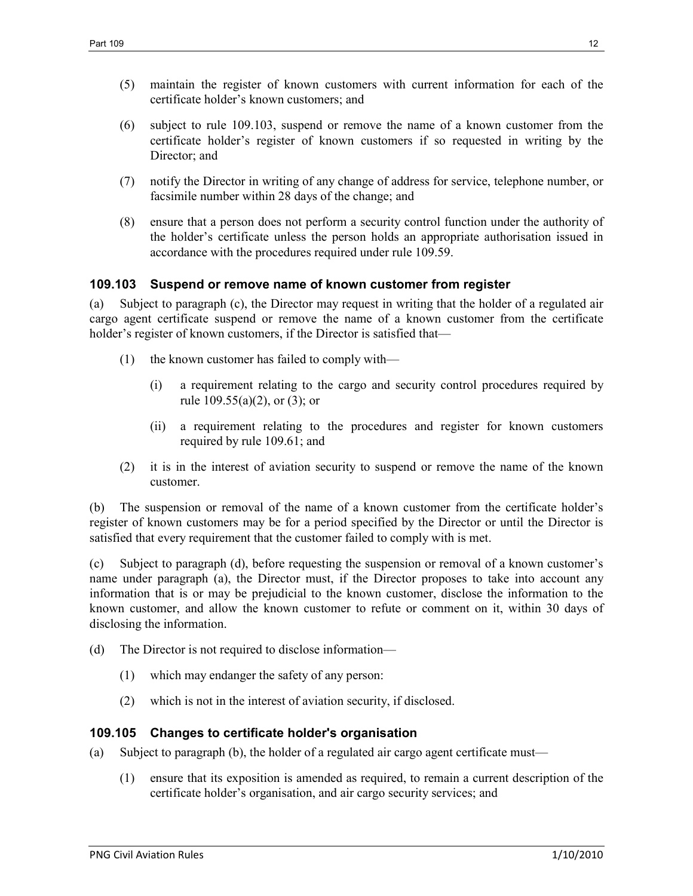(5) maintain the register of known customers with current information for each of the certificate holder's known customers; and

(6) subject to rule 109.103, suspend or remove the name of a known customer from the certificate holder's register of known customers if so requested in writing by the Director; and

(7) notify the Director in writing of any change of address for service, telephone number, or facsimile number within 28 days of the change; and

(8) ensure that a person does not perform a security control function under the authority of the holder's certificate unless the person holds an appropriate authorisation issued in accordance with the procedures required under rule 109.59.

### 109.103 Suspend or remove name of known customer from register

(a) Subject to paragraph (c), the Director may request in writing that the holder of a regulated air cargo agent certificate suspend or remove the name of a known customer from the certificate holder's register of known customers, if the Director is satisfied that—

(1) the known customer has failed to comply with—

(i) a requirement relating to the cargo and security control procedures required by rule 109.55(a)(2), or (3); or

(ii) a requirement relating to the procedures and register for known customers required by rule 109.61; and

(2) it is in the interest of aviation security to suspend or remove the name of the known customer.

(b) The suspension or removal of the name of a known customer from the certificate holder's register of known customers may be for a period specified by the Director or until the Director is satisfied that every requirement that the customer failed to comply with is met.

(c) Subject to paragraph (d), before requesting the suspension or removal of a known customer's name under paragraph (a), the Director must, if the Director proposes to take into account any information that is or may be prejudicial to the known customer, disclose the information to the known customer, and allow the known customer to refute or comment on it, within 30 days of disclosing the information.

(d) The Director is not required to disclose information—

(1) which may endanger the safety of any person:

(2) which is not in the interest of aviation security, if disclosed.

### 109.105 Changes to certificate holder's organisation

(a) Subject to paragraph (b), the holder of a regulated air cargo agent certificate must—

(1) ensure that its exposition is amended as required, to remain a current description of the certificate holder's organisation, and air cargo security services; and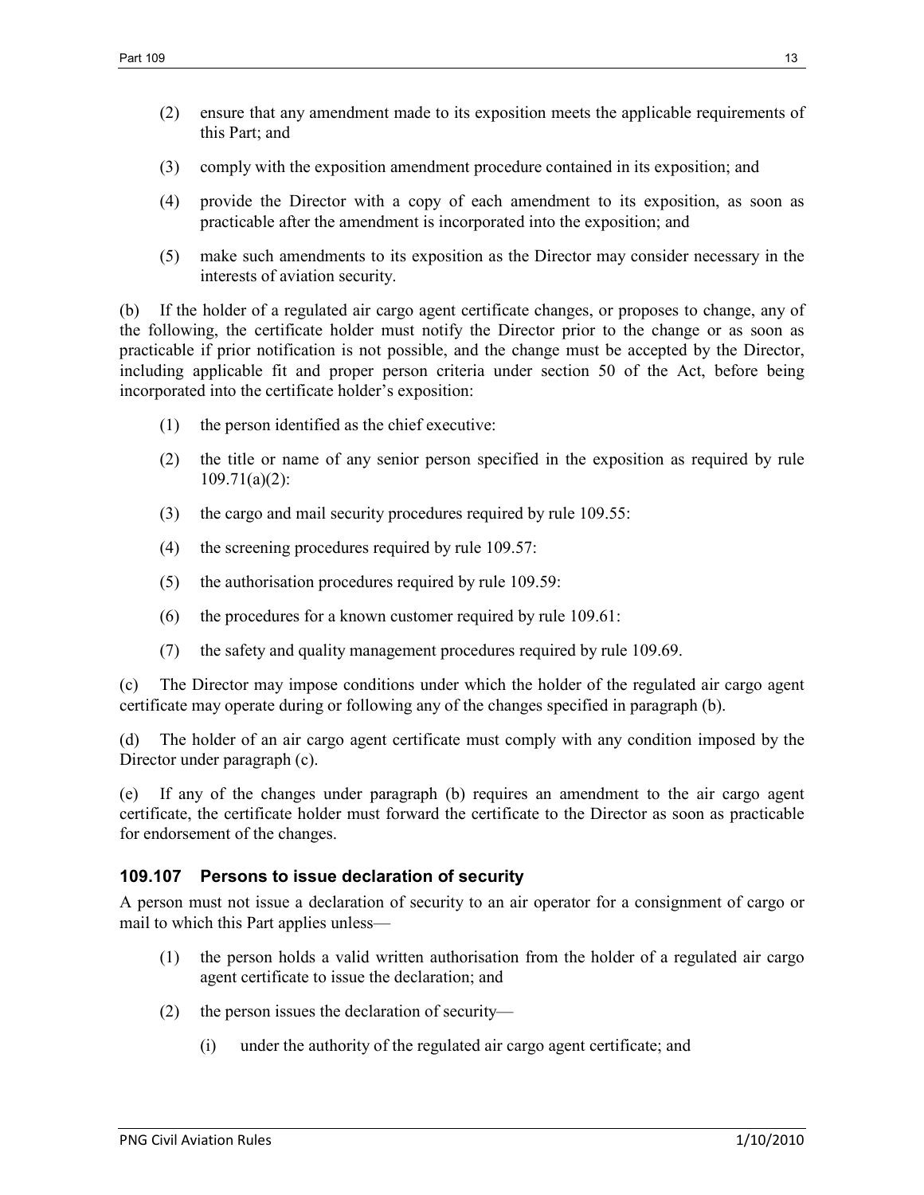(2) ensure that any amendment made to its exposition meets the applicable requirements of this Part; and

(3) comply with the exposition amendment procedure contained in its exposition; and

(4) provide the Director with a copy of each amendment to its exposition, as soon as practicable after the amendment is incorporated into the exposition; and

(5) make such amendments to its exposition as the Director may consider necessary in the interests of aviation security.

(b) If the holder of a regulated air cargo agent certificate changes, or proposes to change, any of the following, the certificate holder must notify the Director prior to the change or as soon as practicable if prior notification is not possible, and the change must be accepted by the Director, including applicable fit and proper person criteria under section 50 of the Act, before being incorporated into the certificate holder's exposition:

(1) the person identified as the chief executive:

(2) the title or name of any senior person specified in the exposition as required by rule 109.71(a)(2):

(3) the cargo and mail security procedures required by rule 109.55:

(4) the screening procedures required by rule 109.57:

(5) the authorisation procedures required by rule 109.59:

(6) the procedures for a known customer required by rule 109.61:

(7) the safety and quality management procedures required by rule 109.69.

(c) The Director may impose conditions under which the holder of the regulated air cargo agent certificate may operate during or following any of the changes specified in paragraph (b).

(d) The holder of an air cargo agent certificate must comply with any condition imposed by the Director under paragraph (c).

(e) If any of the changes under paragraph (b) requires an amendment to the air cargo agent certificate, the certificate holder must forward the certificate to the Director as soon as practicable for endorsement of the changes.

### 109.107 Persons to issue declaration of security

A person must not issue a declaration of security to an air operator for a consignment of cargo or mail to which this Part applies unless—

(1) the person holds a valid written authorisation from the holder of a regulated air cargo agent certificate to issue the declaration; and

(2) the person issues the declaration of security—

(i) under the authority of the regulated air cargo agent certificate; and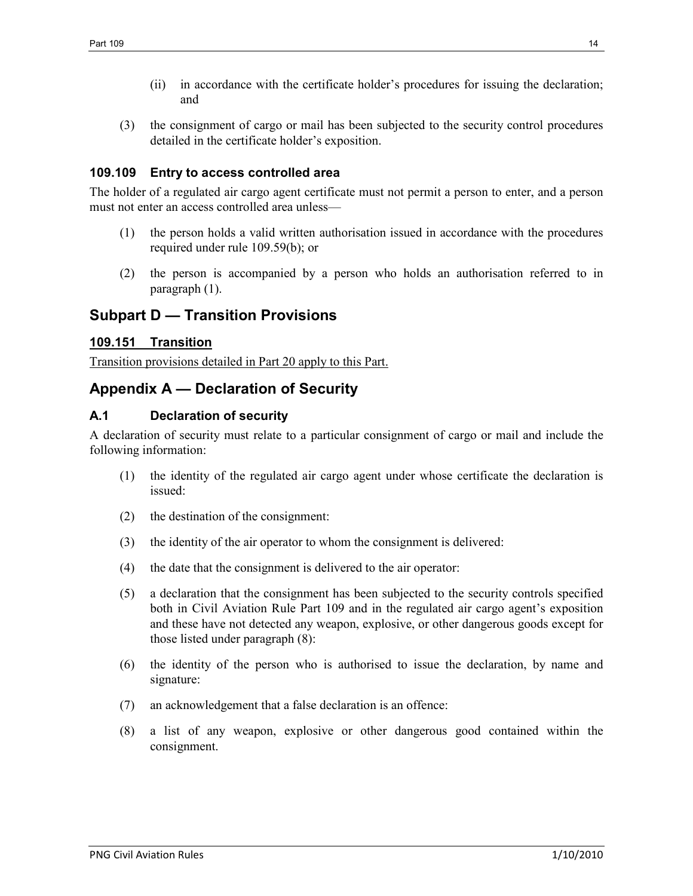(ii) in accordance with the certificate holder's procedures for issuing the declaration; and

(3) the consignment of cargo or mail has been subjected to the security control procedures detailed in the certificate holder's exposition.

### 109.109 Entry to access controlled area

The holder of a regulated air cargo agent certificate must not permit a person to enter, and a person must not enter an access controlled area unless—

(1) the person holds a valid written authorisation issued in accordance with the procedures required under rule 109.59(b); or

(2) the person is accompanied by a person who holds an authorisation referred to in paragraph (1).

## Subpart D — Transition Provisions

### 109.151 Transition

Transition provisions detailed in Part 20 apply to this Part.

## Appendix A — Declaration of Security

### A.1 Declaration of security

A declaration of security must relate to a particular consignment of cargo or mail and include the following information:

(1) the identity of the regulated air cargo agent under whose certificate the declaration is issued:

(2) the destination of the consignment:

(3) the identity of the air operator to whom the consignment is delivered:

(4) the date that the consignment is delivered to the air operator:

(5) a declaration that the consignment has been subjected to the security controls specified both in Civil Aviation Rule Part 109 and in the regulated air cargo agent's exposition and these have not detected any weapon, explosive, or other dangerous goods except for those listed under paragraph (8):

(6) the identity of the person who is authorised to issue the declaration, by name and signature:

(7) an acknowledgement that a false declaration is an offence:

(8) a list of any weapon, explosive or other dangerous good contained within the consignment.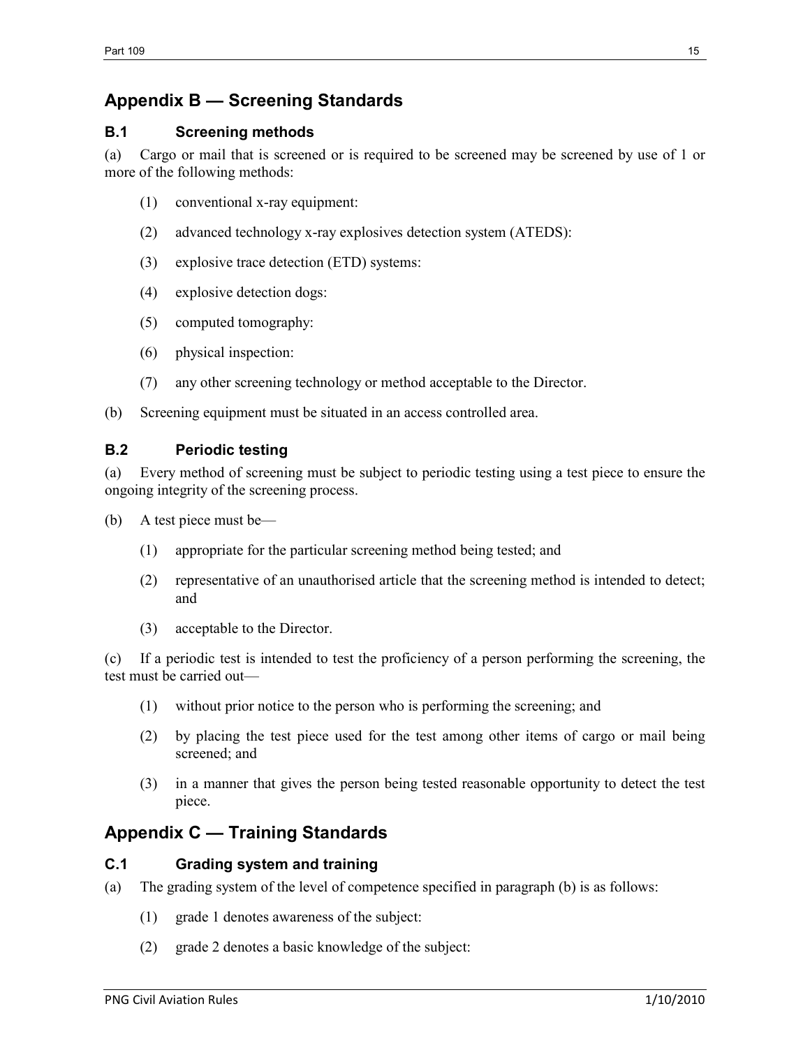## Appendix B — Screening Standards

### B.1 Screening methods

(a) Cargo or mail that is screened or is required to be screened may be screened by use of 1 or more of the following methods:

(1) conventional x-ray equipment:

(2) advanced technology x-ray explosives detection system (ATEDS):

(3) explosive trace detection (ETD) systems:

(4) explosive detection dogs:

(5) computed tomography:

(6) physical inspection:

(7) any other screening technology or method acceptable to the Director.

(b) Screening equipment must be situated in an access controlled area.

### B.2 Periodic testing

(a) Every method of screening must be subject to periodic testing using a test piece to ensure the ongoing integrity of the screening process.

(b) A test piece must be—

(1) appropriate for the particular screening method being tested; and

(2) representative of an unauthorised article that the screening method is intended to detect; and

(3) acceptable to the Director.

(c) If a periodic test is intended to test the proficiency of a person performing the screening, the test must be carried out—

(1) without prior notice to the person who is performing the screening; and

(2) by placing the test piece used for the test among other items of cargo or mail being screened; and

(3) in a manner that gives the person being tested reasonable opportunity to detect the test piece.

## Appendix C — Training Standards

### C.1 Grading system and training

(a) The grading system of the level of competence specified in paragraph (b) is as follows:

(1) grade 1 denotes awareness of the subject:

(2) grade 2 denotes a basic knowledge of the subject: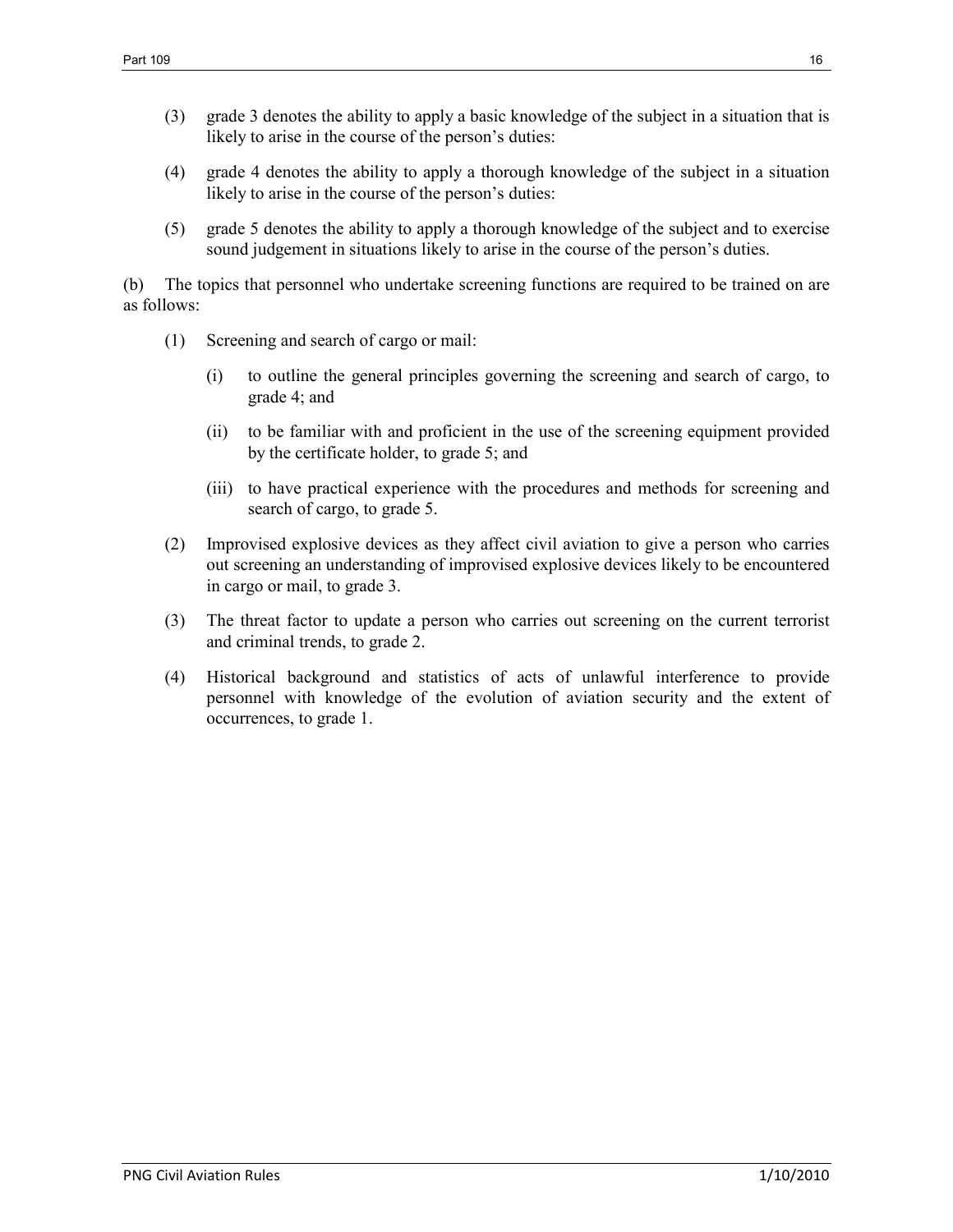(3) grade 3 denotes the ability to apply a basic knowledge of the subject in a situation that is likely to arise in the course of the person's duties:

(4) grade 4 denotes the ability to apply a thorough knowledge of the subject in a situation likely to arise in the course of the person's duties:

(5) grade 5 denotes the ability to apply a thorough knowledge of the subject and to exercise sound judgement in situations likely to arise in the course of the person's duties.

(b) The topics that personnel who undertake screening functions are required to be trained on are as follows:

(1) Screening and search of cargo or mail:

(i) to outline the general principles governing the screening and search of cargo, to grade 4; and

(ii) to be familiar with and proficient in the use of the screening equipment provided by the certificate holder, to grade 5; and

(iii) to have practical experience with the procedures and methods for screening and search of cargo, to grade 5.

(2) Improvised explosive devices as they affect civil aviation to give a person who carries out screening an understanding of improvised explosive devices likely to be encountered in cargo or mail, to grade 3.

(3) The threat factor to update a person who carries out screening on the current terrorist and criminal trends, to grade 2.

(4) Historical background and statistics of acts of unlawful interference to provide personnel with knowledge of the evolution of aviation security and the extent of occurrences, to grade 1.